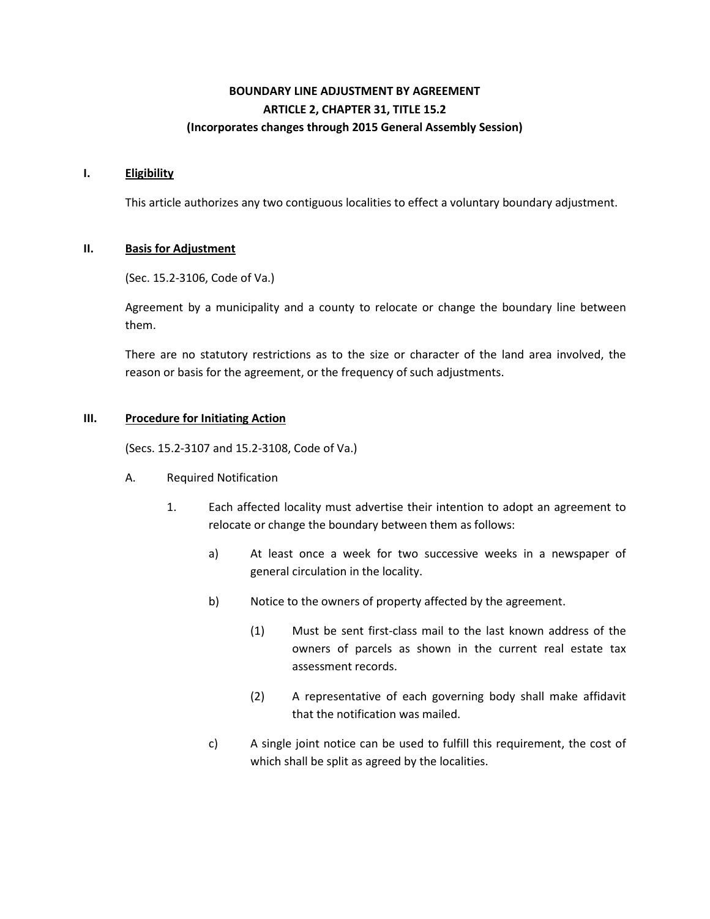# BOUNDARY LINE ADJUSTMENT BY AGREEMENT
# ARTICLE 2, CHAPTER 31, TITLE 15.2
# (Incorporates changes through 2015 General Assembly Session)

## I. Eligibility

This article authorizes any two contiguous localities to effect a voluntary boundary adjustment.

## II. Basis for Adjustment

(Sec. 15.2-3106, Code of Va.)

Agreement by a municipality and a county to relocate or change the boundary line between them.

There are no statutory restrictions as to the size or character of the land area involved, the reason or basis for the agreement, or the frequency of such adjustments.

## III. Procedure for Initiating Action

(Secs. 15.2-3107 and 15.2-3108, Code of Va.)

A. Required Notification

1. Each affected locality must advertise their intention to adopt an agreement to relocate or change the boundary between them as follows:

   a) At least once a week for two successive weeks in a newspaper of general circulation in the locality.

   b) Notice to the owners of property affected by the agreement.

      (1) Must be sent first-class mail to the last known address of the owners of parcels as shown in the current real estate tax assessment records.

      (2) A representative of each governing body shall make affidavit that the notification was mailed.

   c) A single joint notice can be used to fulfill this requirement, the cost of which shall be split as agreed by the localities.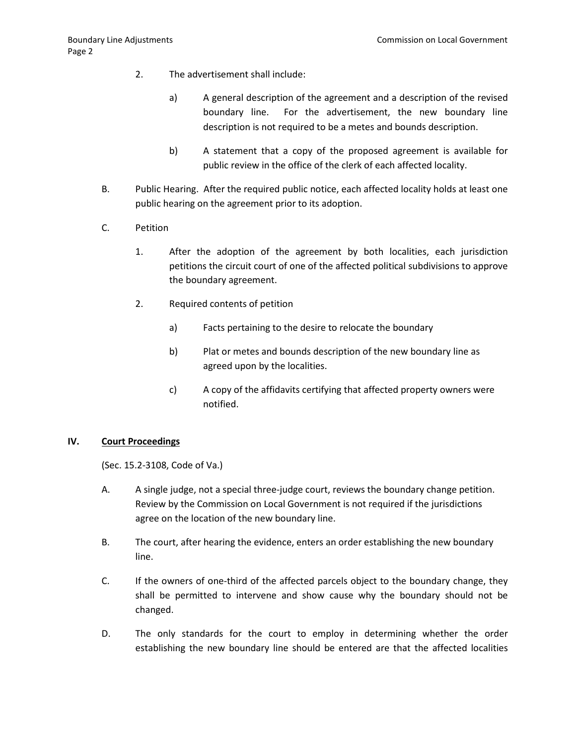2. The advertisement shall include:

   a) A general description of the agreement and a description of the revised boundary line. For the advertisement, the new boundary line description is not required to be a metes and bounds description.

   b) A statement that a copy of the proposed agreement is available for public review in the office of the clerk of each affected locality.

B. Public Hearing. After the required public notice, each affected locality holds at least one public hearing on the agreement prior to its adoption.

C. Petition

   1. After the adoption of the agreement by both localities, each jurisdiction petitions the circuit court of one of the affected political subdivisions to approve the boundary agreement.

   2. Required contents of petition

      a) Facts pertaining to the desire to relocate the boundary

      b) Plat or metes and bounds description of the new boundary line as agreed upon by the localities.

      c) A copy of the affidavits certifying that affected property owners were notified.

## IV. <u>Court Proceedings</u>

(Sec. 15.2-3108, Code of Va.)

A. A single judge, not a special three-judge court, reviews the boundary change petition. Review by the Commission on Local Government is not required if the jurisdictions agree on the location of the new boundary line.

B. The court, after hearing the evidence, enters an order establishing the new boundary line.

C. If the owners of one-third of the affected parcels object to the boundary change, they shall be permitted to intervene and show cause why the boundary should not be changed.

D. The only standards for the court to employ in determining whether the order establishing the new boundary line should be entered are that the affected localities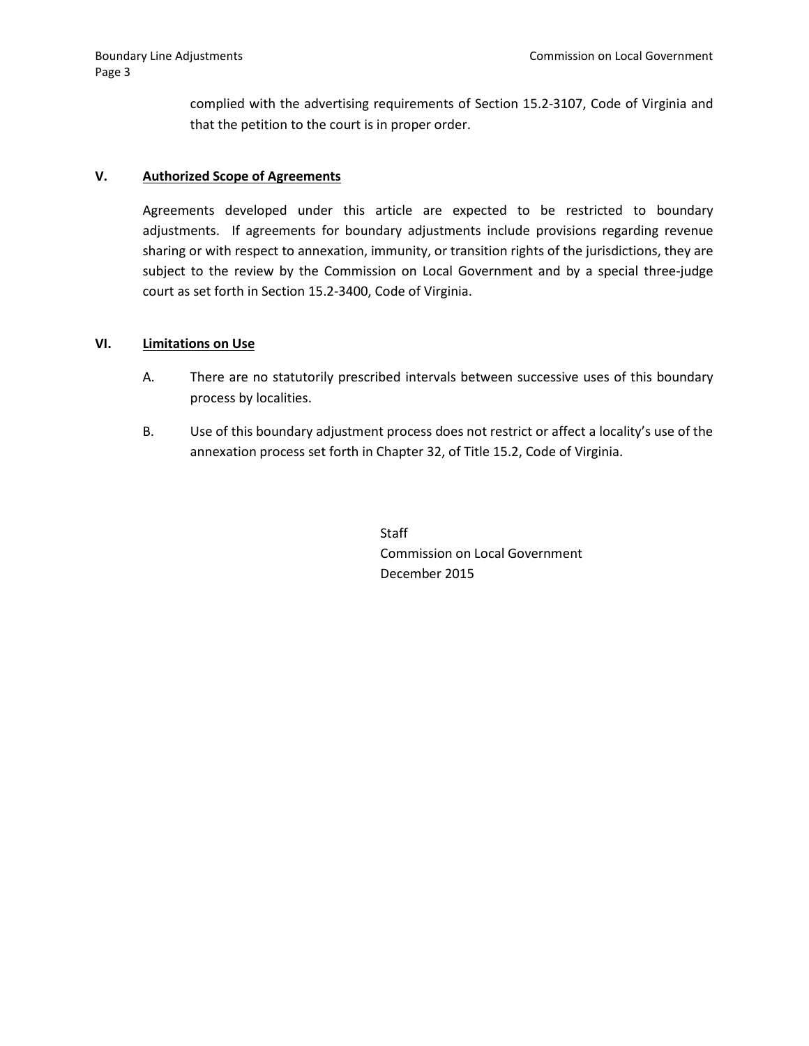complied with the advertising requirements of Section 15.2-3107, Code of Virginia and that the petition to the court is in proper order.

## V. Authorized Scope of Agreements

Agreements developed under this article are expected to be restricted to boundary adjustments. If agreements for boundary adjustments include provisions regarding revenue sharing or with respect to annexation, immunity, or transition rights of the jurisdictions, they are subject to the review by the Commission on Local Government and by a special three-judge court as set forth in Section 15.2-3400, Code of Virginia.

## VI. Limitations on Use

A. There are no statutorily prescribed intervals between successive uses of this boundary process by localities.

B. Use of this boundary adjustment process does not restrict or affect a locality's use of the annexation process set forth in Chapter 32, of Title 15.2, Code of Virginia.

Staff
Commission on Local Government
December 2015